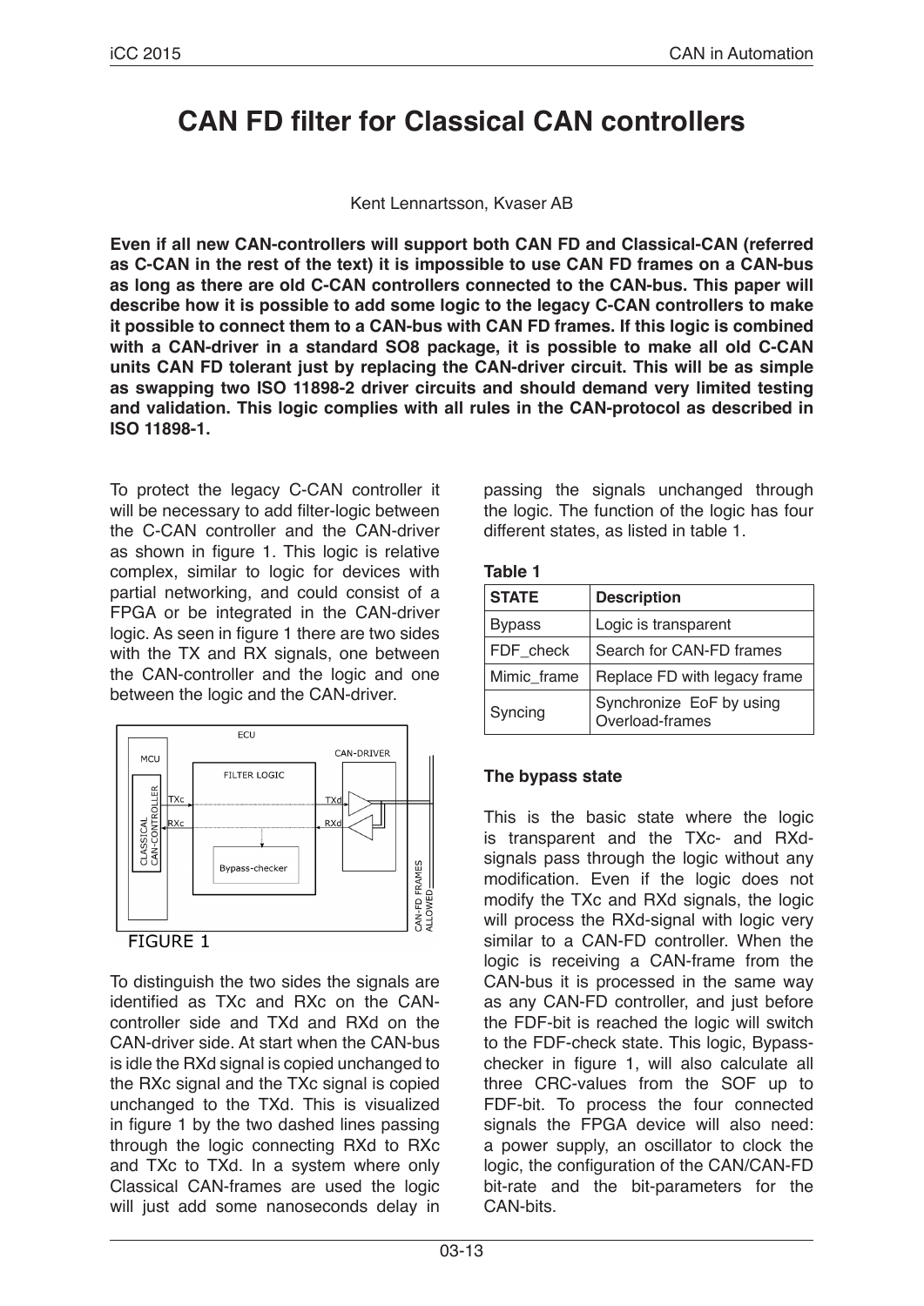# CAN FD filter for Classical CAN controllers

Kent Lennartsson, Kvaser AB

**Even if all new CAN-controllers will support both CAN FD and Classical-CAN (referred as C-CAN in the rest of the text) it is impossible to use CAN FD frames on a CAN-bus as long as there are old C-CAN controllers connected to the CAN-bus. This paper will describe how it is possible to add some logic to the legacy C-CAN controllers to make it possible to connect them to a CAN-bus with CAN FD frames. If this logic is combined with a CAN-driver in a standard SO8 package, it is possible to make all old C-CAN units CAN FD tolerant just by replacing the CAN-driver circuit. This will be as simple as swapping two ISO 11898-2 driver circuits and should demand very limited testing and validation. This logic complies with all rules in the CAN-protocol as described in ISO 11898-1.**

To protect the legacy C-CAN controller it will be necessary to add filter-logic between the C-CAN controller and the CAN-driver as shown in figure 1. This logic is relative complex, similar to logic for devices with partial networking, and could consist of a FPGA or be integrated in the CAN-driver logic. As seen in figure 1 there are two sides with the TX and RX signals, one between the CAN-controller and the logic and one between the logic and the CAN-driver.

FIGURE 1

To distinguish the two sides the signals are identified as TXc and RXc on the CAN-controller side and TXd and RXd on the CAN-driver side. At start when the CAN-bus is idle the RXd signal is copied unchanged to the RXc signal and the TXc signal is copied unchanged to the TXd. This is visualized in figure 1 by the two dashed lines passing through the logic connecting RXd to RXc and TXc to TXd. In a system where only Classical CAN-frames are used the logic will just add some nanoseconds delay in passing the signals unchanged through the logic. The function of the logic has four different states, as listed in table 1.

**Table 1**

| STATE | Description |
|---|---|
| Bypass | Logic is transparent |
| FDF_check | Search for CAN-FD frames |
| Mimic_frame | Replace FD with legacy frame |
| Syncing | Synchronize EoF by using Overload-frames |

### The bypass state

This is the basic state where the logic is transparent and the TXc- and RXd-signals pass through the logic without any modification. Even if the logic does not modify the TXc and RXd signals, the logic will process the RXd-signal with logic very similar to a CAN-FD controller. When the logic is receiving a CAN-frame from the CAN-bus it is processed in the same way as any CAN-FD controller, and just before the FDF-bit is reached the logic will switch to the FDF-check state. This logic, Bypass-checker in figure 1, will also calculate all three CRC-values from the SOF up to FDF-bit. To process the four connected signals the FPGA device will also need: a power supply, an oscillator to clock the logic, the configuration of the CAN/CAN-FD bit-rate and the bit-parameters for the CAN-bits.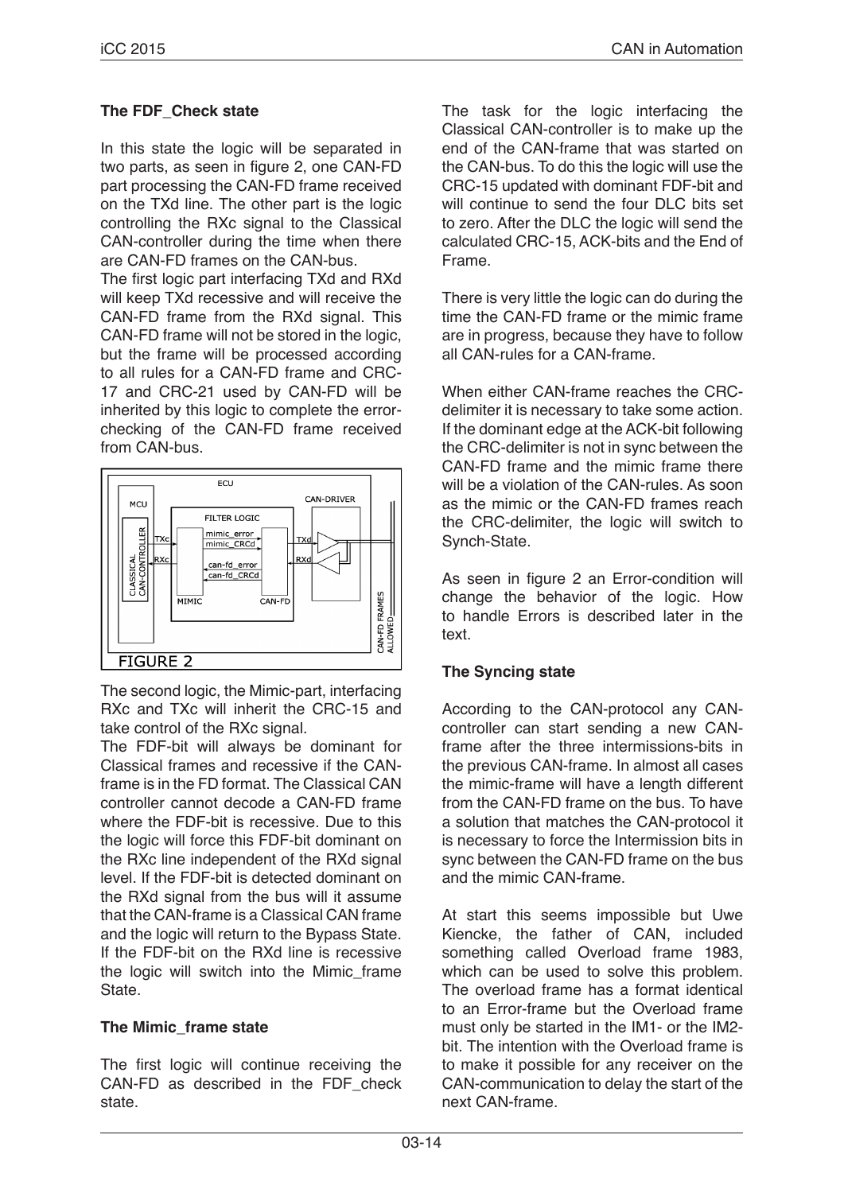### The FDF_Check state

In this state the logic will be separated in two parts, as seen in figure 2, one CAN-FD part processing the CAN-FD frame received on the TXd line. The other part is the logic controlling the RXc signal to the Classical CAN-controller during the time when there are CAN-FD frames on the CAN-bus.

The first logic part interfacing TXd and RXd will keep TXd recessive and will receive the CAN-FD frame from the RXd signal. This CAN-FD frame will not be stored in the logic, but the frame will be processed according to all rules for a CAN-FD frame and CRC-17 and CRC-21 used by CAN-FD will be inherited by this logic to complete the error-checking of the CAN-FD frame received from CAN-bus.

FIGURE 2

The second logic, the Mimic-part, interfacing RXc and TXc will inherit the CRC-15 and take control of the RXc signal.

The FDF-bit will always be dominant for Classical frames and recessive if the CAN-frame is in the FD format. The Classical CAN controller cannot decode a CAN-FD frame where the FDF-bit is recessive. Due to this the logic will force this FDF-bit dominant on the RXc line independent of the RXd signal level. If the FDF-bit is detected dominant on the RXd signal from the bus will it assume that the CAN-frame is a Classical CAN frame and the logic will return to the Bypass State. If the FDF-bit on the RXd line is recessive the logic will switch into the Mimic_frame State.

### The Mimic_frame state

The first logic will continue receiving the CAN-FD as described in the FDF_check state.

The task for the logic interfacing the Classical CAN-controller is to make up the end of the CAN-frame that was started on the CAN-bus. To do this the logic will use the CRC-15 updated with dominant FDF-bit and will continue to send the four DLC bits set to zero. After the DLC the logic will send the calculated CRC-15, ACK-bits and the End of Frame.

There is very little the logic can do during the time the CAN-FD frame or the mimic frame are in progress, because they have to follow all CAN-rules for a CAN-frame.

When either CAN-frame reaches the CRC-delimiter it is necessary to take some action. If the dominant edge at the ACK-bit following the CRC-delimiter is not in sync between the CAN-FD frame and the mimic frame there will be a violation of the CAN-rules. As soon as the mimic or the CAN-FD frames reach the CRC-delimiter, the logic will switch to Synch-State.

As seen in figure 2 an Error-condition will change the behavior of the logic. How to handle Errors is described later in the text.

### The Syncing state

According to the CAN-protocol any CAN-controller can start sending a new CAN-frame after the three intermissions-bits in the previous CAN-frame. In almost all cases the mimic-frame will have a length different from the CAN-FD frame on the bus. To have a solution that matches the CAN-protocol it is necessary to force the Intermission bits in sync between the CAN-FD frame on the bus and the mimic CAN-frame.

At start this seems impossible but Uwe Kiencke, the father of CAN, included something called Overload frame 1983, which can be used to solve this problem. The overload frame has a format identical to an Error-frame but the Overload frame must only be started in the IM1- or the IM2-bit. The intention with the Overload frame is to make it possible for any receiver on the CAN-communication to delay the start of the next CAN-frame.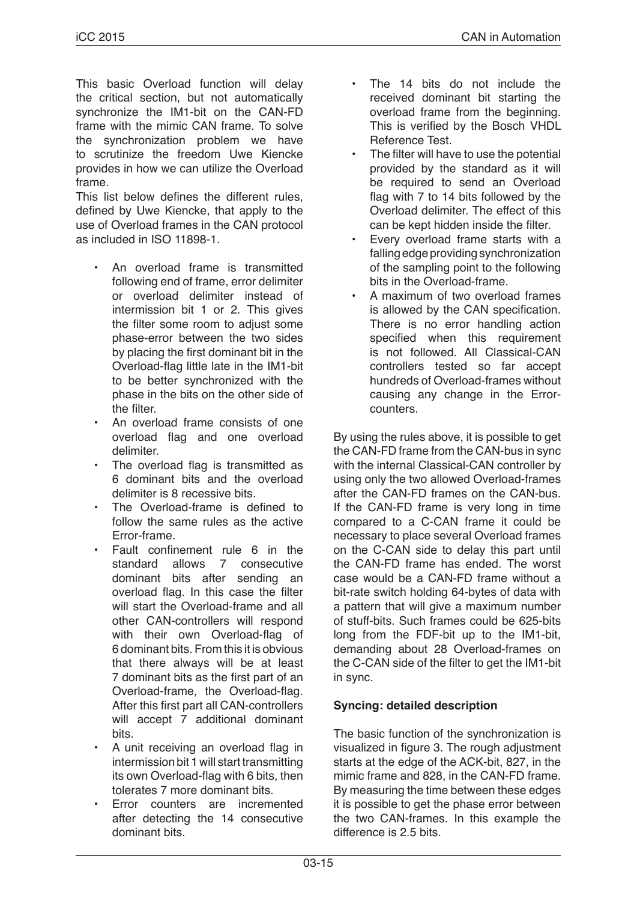This basic Overload function will delay the critical section, but not automatically synchronize the IM1-bit on the CAN-FD frame with the mimic CAN frame. To solve the synchronization problem we have to scrutinize the freedom Uwe Kiencke provides in how we can utilize the Overload frame.

This list below defines the different rules, defined by Uwe Kiencke, that apply to the use of Overload frames in the CAN protocol as included in ISO 11898-1.

- An overload frame is transmitted following end of frame, error delimiter or overload delimiter instead of intermission bit 1 or 2. This gives the filter some room to adjust some phase-error between the two sides by placing the first dominant bit in the Overload-flag little late in the IM1-bit to be better synchronized with the phase in the bits on the other side of the filter.
- An overload frame consists of one overload flag and one overload delimiter.
- The overload flag is transmitted as 6 dominant bits and the overload delimiter is 8 recessive bits.
- The Overload-frame is defined to follow the same rules as the active Error-frame.
- Fault confinement rule 6 in the standard allows 7 consecutive dominant bits after sending an overload flag. In this case the filter will start the Overload-frame and all other CAN-controllers will respond with their own Overload-flag of 6 dominant bits. From this it is obvious that there always will be at least 7 dominant bits as the first part of an Overload-frame, the Overload-flag. After this first part all CAN-controllers will accept 7 additional dominant bits.
- A unit receiving an overload flag in intermission bit 1 will start transmitting its own Overload-flag with 6 bits, then tolerates 7 more dominant bits.
- Error counters are incremented after detecting the 14 consecutive dominant bits.
- The 14 bits do not include the received dominant bit starting the overload frame from the beginning. This is verified by the Bosch VHDL Reference Test.
- The filter will have to use the potential provided by the standard as it will be required to send an Overload flag with 7 to 14 bits followed by the Overload delimiter. The effect of this can be kept hidden inside the filter.
- Every overload frame starts with a falling edge providing synchronization of the sampling point to the following bits in the Overload-frame.
- A maximum of two overload frames is allowed by the CAN specification. There is no error handling action specified when this requirement is not followed. All Classical-CAN controllers tested so far accept hundreds of Overload-frames without causing any change in the Error-counters.

By using the rules above, it is possible to get the CAN-FD frame from the CAN-bus in sync with the internal Classical-CAN controller by using only the two allowed Overload-frames after the CAN-FD frames on the CAN-bus. If the CAN-FD frame is very long in time compared to a C-CAN frame it could be necessary to place several Overload frames on the C-CAN side to delay this part until the CAN-FD frame has ended. The worst case would be a CAN-FD frame without a bit-rate switch holding 64-bytes of data with a pattern that will give a maximum number of stuff-bits. Such frames could be 625-bits long from the FDF-bit up to the IM1-bit, demanding about 28 Overload-frames on the C-CAN side of the filter to get the IM1-bit in sync.

**Syncing: detailed description**

The basic function of the synchronization is visualized in figure 3. The rough adjustment starts at the edge of the ACK-bit, 827, in the mimic frame and 828, in the CAN-FD frame. By measuring the time between these edges it is possible to get the phase error between the two CAN-frames. In this example the difference is 2.5 bits.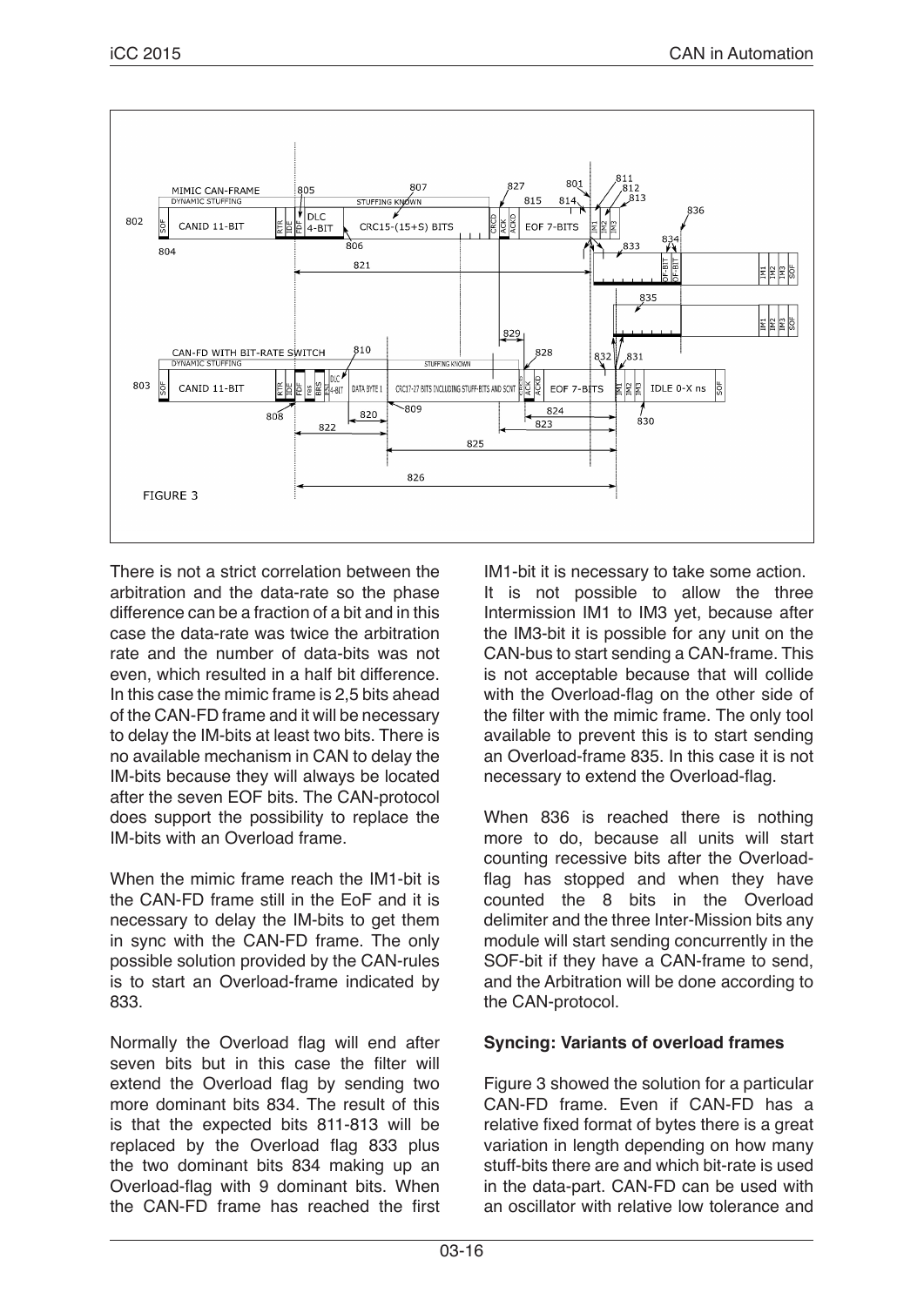FIGURE 3

There is not a strict correlation between the arbitration and the data-rate so the phase difference can be a fraction of a bit and in this case the data-rate was twice the arbitration rate and the number of data-bits was not even, which resulted in a half bit difference. In this case the mimic frame is 2,5 bits ahead of the CAN-FD frame and it will be necessary to delay the IM-bits at least two bits. There is no available mechanism in CAN to delay the IM-bits because they will always be located after the seven EOF bits. The CAN-protocol does support the possibility to replace the IM-bits with an Overload frame.

When the mimic frame reach the IM1-bit is the CAN-FD frame still in the EoF and it is necessary to delay the IM-bits to get them in sync with the CAN-FD frame. The only possible solution provided by the CAN-rules is to start an Overload-frame indicated by 833.

Normally the Overload flag will end after seven bits but in this case the filter will extend the Overload flag by sending two more dominant bits 834. The result of this is that the expected bits 811-813 will be replaced by the Overload flag 833 plus the two dominant bits 834 making up an Overload-flag with 9 dominant bits. When the CAN-FD frame has reached the first IM1-bit it is necessary to take some action. It is not possible to allow the three Intermission IM1 to IM3 yet, because after the IM3-bit it is possible for any unit on the CAN-bus to start sending a CAN-frame. This is not acceptable because that will collide with the Overload-flag on the other side of the filter with the mimic frame. The only tool available to prevent this is to start sending an Overload-frame 835. In this case it is not necessary to extend the Overload-flag.

When 836 is reached there is nothing more to do, because all units will start counting recessive bits after the Overload-flag has stopped and when they have counted the 8 bits in the Overload delimiter and the three Inter-Mission bits any module will start sending concurrently in the SOF-bit if they have a CAN-frame to send, and the Arbitration will be done according to the CAN-protocol.

## Syncing: Variants of overload frames

Figure 3 showed the solution for a particular CAN-FD frame. Even if CAN-FD has a relative fixed format of bytes there is a great variation in length depending on how many stuff-bits there are and which bit-rate is used in the data-part. CAN-FD can be used with an oscillator with relative low tolerance and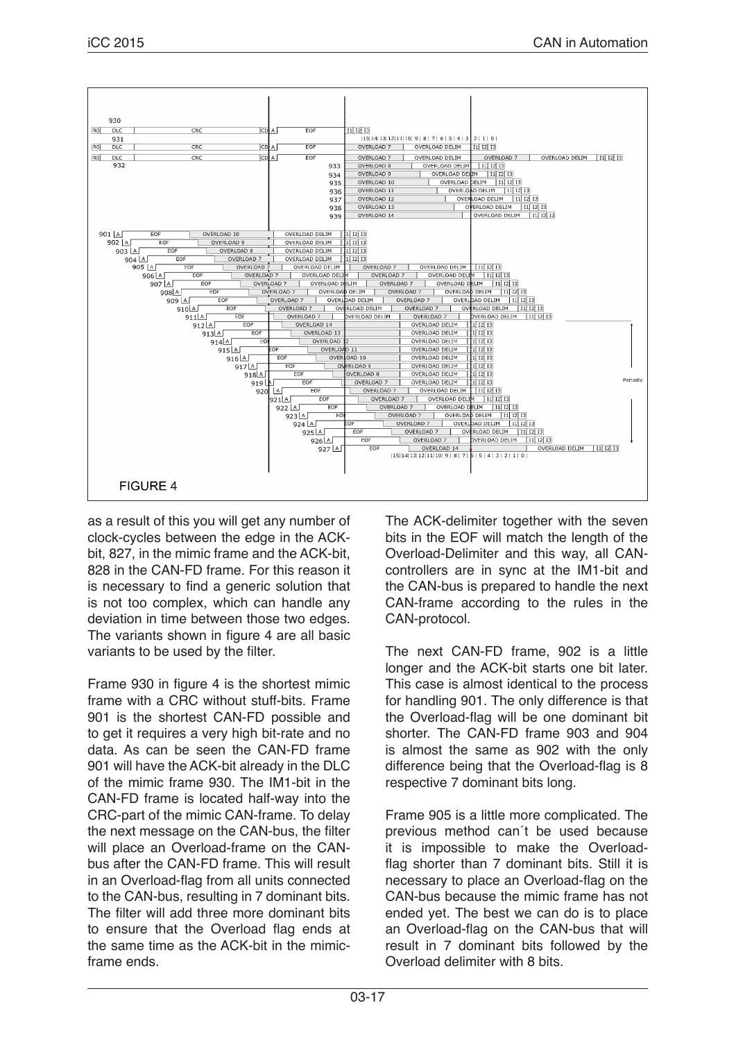FIGURE 4

as a result of this you will get any number of clock-cycles between the edge in the ACK-bit, 827, in the mimic frame and the ACK-bit, 828 in the CAN-FD frame. For this reason it is necessary to find a generic solution that is not too complex, which can handle any deviation in time between those two edges. The variants shown in figure 4 are all basic variants to be used by the filter.

Frame 930 in figure 4 is the shortest mimic frame with a CRC without stuff-bits. Frame 901 is the shortest CAN-FD possible and to get it requires a very high bit-rate and no data. As can be seen the CAN-FD frame 901 will have the ACK-bit already in the DLC of the mimic frame 930. The IM1-bit in the CAN-FD frame is located half-way into the CRC-part of the mimic CAN-frame. To delay the next message on the CAN-bus, the filter will place an Overload-frame on the CAN-bus after the CAN-FD frame. This will result in an Overload-flag from all units connected to the CAN-bus, resulting in 7 dominant bits. The filter will add three more dominant bits to ensure that the Overload flag ends at the same time as the ACK-bit in the mimic-frame ends.

The ACK-delimiter together with the seven bits in the EOF will match the length of the Overload-Delimiter and this way, all CAN-controllers are in sync at the IM1-bit and the CAN-bus is prepared to handle the next CAN-frame according to the rules in the CAN-protocol.

The next CAN-FD frame, 902 is a little longer and the ACK-bit starts one bit later. This case is almost identical to the process for handling 901. The only difference is that the Overload-flag will be one dominant bit shorter. The CAN-FD frame 903 and 904 is almost the same as 902 with the only difference being that the Overload-flag is 8 respective 7 dominant bits long.

Frame 905 is a little more complicated. The previous method can´t be used because it is impossible to make the Overload-flag shorter than 7 dominant bits. Still it is necessary to place an Overload-flag on the CAN-bus because the mimic frame has not ended yet. The best we can do is to place an Overload-flag on the CAN-bus that will result in 7 dominant bits followed by the Overload delimiter with 8 bits.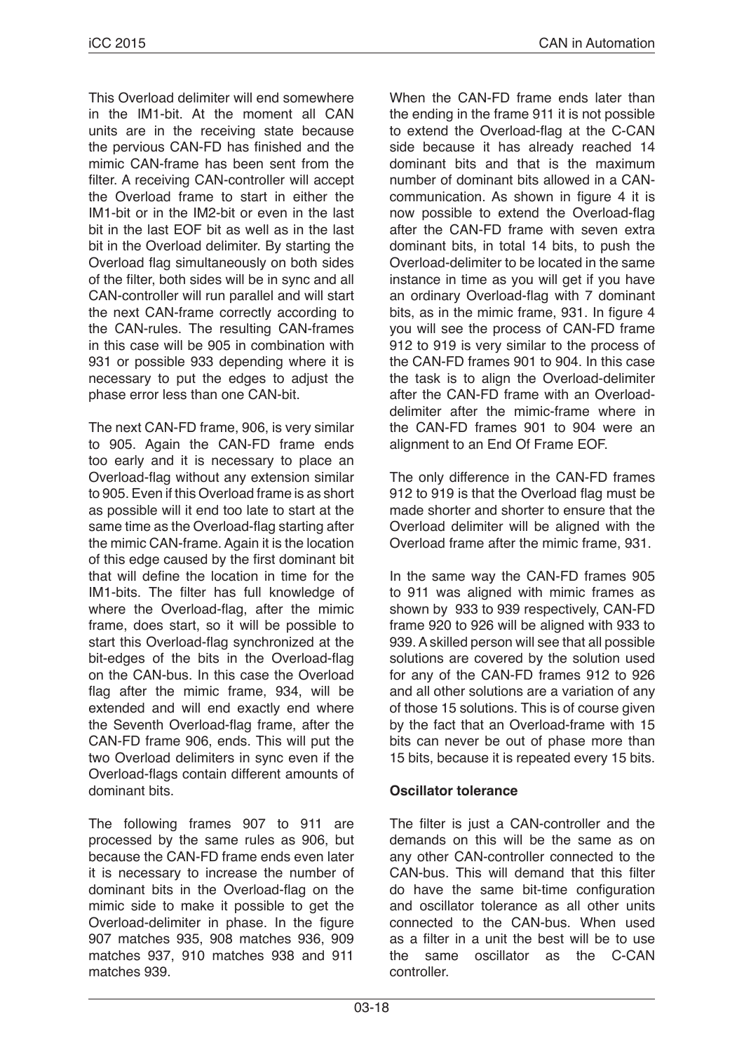This Overload delimiter will end somewhere in the IM1-bit. At the moment all CAN units are in the receiving state because the pervious CAN-FD has finished and the mimic CAN-frame has been sent from the filter. A receiving CAN-controller will accept the Overload frame to start in either the IM1-bit or in the IM2-bit or even in the last bit in the last EOF bit as well as in the last bit in the Overload delimiter. By starting the Overload flag simultaneously on both sides of the filter, both sides will be in sync and all CAN-controller will run parallel and will start the next CAN-frame correctly according to the CAN-rules. The resulting CAN-frames in this case will be 905 in combination with 931 or possible 933 depending where it is necessary to put the edges to adjust the phase error less than one CAN-bit.

The next CAN-FD frame, 906, is very similar to 905. Again the CAN-FD frame ends too early and it is necessary to place an Overload-flag without any extension similar to 905. Even if this Overload frame is as short as possible will it end too late to start at the same time as the Overload-flag starting after the mimic CAN-frame. Again it is the location of this edge caused by the first dominant bit that will define the location in time for the IM1-bits. The filter has full knowledge of where the Overload-flag, after the mimic frame, does start, so it will be possible to start this Overload-flag synchronized at the bit-edges of the bits in the Overload-flag on the CAN-bus. In this case the Overload flag after the mimic frame, 934, will be extended and will end exactly end where the Seventh Overload-flag frame, after the CAN-FD frame 906, ends. This will put the two Overload delimiters in sync even if the Overload-flags contain different amounts of dominant bits.

The following frames 907 to 911 are processed by the same rules as 906, but because the CAN-FD frame ends even later it is necessary to increase the number of dominant bits in the Overload-flag on the mimic side to make it possible to get the Overload-delimiter in phase. In the figure 907 matches 935, 908 matches 936, 909 matches 937, 910 matches 938 and 911 matches 939.

When the CAN-FD frame ends later than the ending in the frame 911 it is not possible to extend the Overload-flag at the C-CAN side because it has already reached 14 dominant bits and that is the maximum number of dominant bits allowed in a CAN-communication. As shown in figure 4 it is now possible to extend the Overload-flag after the CAN-FD frame with seven extra dominant bits, in total 14 bits, to push the Overload-delimiter to be located in the same instance in time as you will get if you have an ordinary Overload-flag with 7 dominant bits, as in the mimic frame, 931. In figure 4 you will see the process of CAN-FD frame 912 to 919 is very similar to the process of the CAN-FD frames 901 to 904. In this case the task is to align the Overload-delimiter after the CAN-FD frame with an Overload-delimiter after the mimic-frame where in the CAN-FD frames 901 to 904 were an alignment to an End Of Frame EOF.

The only difference in the CAN-FD frames 912 to 919 is that the Overload flag must be made shorter and shorter to ensure that the Overload delimiter will be aligned with the Overload frame after the mimic frame, 931.

In the same way the CAN-FD frames 905 to 911 was aligned with mimic frames as shown by 933 to 939 respectively, CAN-FD frame 920 to 926 will be aligned with 933 to 939. A skilled person will see that all possible solutions are covered by the solution used for any of the CAN-FD frames 912 to 926 and all other solutions are a variation of any of those 15 solutions. This is of course given by the fact that an Overload-frame with 15 bits can never be out of phase more than 15 bits, because it is repeated every 15 bits.

**Oscillator tolerance**

The filter is just a CAN-controller and the demands on this will be the same as on any other CAN-controller connected to the CAN-bus. This will demand that this filter do have the same bit-time configuration and oscillator tolerance as all other units connected to the CAN-bus. When used as a filter in a unit the best will be to use the same oscillator as the C-CAN controller.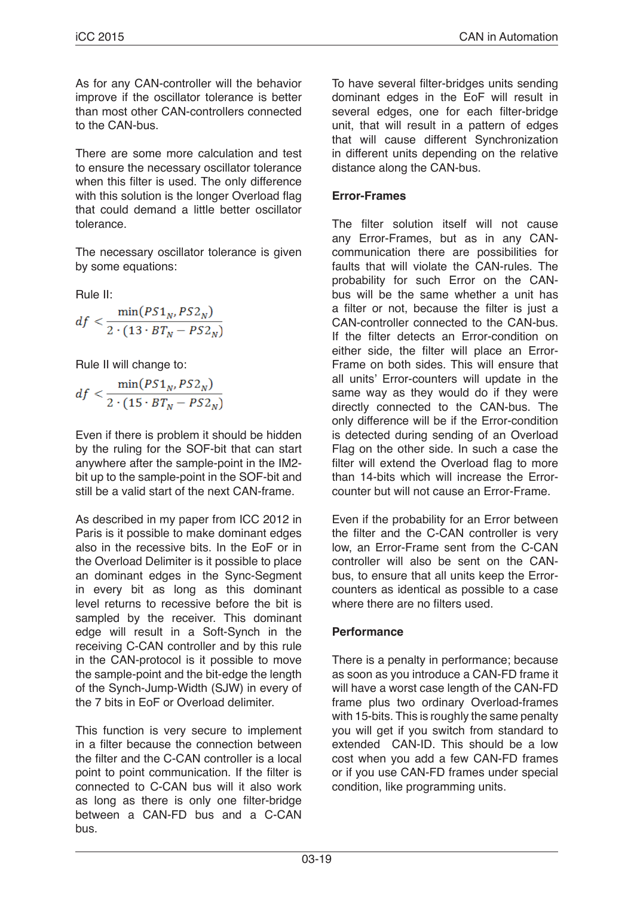As for any CAN-controller will the behavior improve if the oscillator tolerance is better than most other CAN-controllers connected to the CAN-bus.

There are some more calculation and test to ensure the necessary oscillator tolerance when this filter is used. The only difference with this solution is the longer Overload flag that could demand a little better oscillator tolerance.

The necessary oscillator tolerance is given by some equations:

Rule II:

$$df < \frac{\min(PS1_N, PS2_N)}{2 \cdot (13 \cdot BT_N - PS2_N)}$$

Rule II will change to:

$$df < \frac{\min(PS1_N, PS2_N)}{2 \cdot (15 \cdot BT_N - PS2_N)}$$

Even if there is problem it should be hidden by the ruling for the SOF-bit that can start anywhere after the sample-point in the IM2-bit up to the sample-point in the SOF-bit and still be a valid start of the next CAN-frame.

As described in my paper from ICC 2012 in Paris is it possible to make dominant edges also in the recessive bits. In the EoF or in the Overload Delimiter is it possible to place an dominant edges in the Sync-Segment in every bit as long as this dominant level returns to recessive before the bit is sampled by the receiver. This dominant edge will result in a Soft-Synch in the receiving C-CAN controller and by this rule in the CAN-protocol is it possible to move the sample-point and the bit-edge the length of the Synch-Jump-Width (SJW) in every of the 7 bits in EoF or Overload delimiter.

This function is very secure to implement in a filter because the connection between the filter and the C-CAN controller is a local point to point communication. If the filter is connected to C-CAN bus will it also work as long as there is only one filter-bridge between a CAN-FD bus and a C-CAN bus.

To have several filter-bridges units sending dominant edges in the EoF will result in several edges, one for each filter-bridge unit, that will result in a pattern of edges that will cause different Synchronization in different units depending on the relative distance along the CAN-bus.

### Error-Frames

The filter solution itself will not cause any Error-Frames, but as in any CAN-communication there are possibilities for faults that will violate the CAN-rules. The probability for such Error on the CAN-bus will be the same whether a unit has a filter or not, because the filter is just a CAN-controller connected to the CAN-bus. If the filter detects an Error-condition on either side, the filter will place an Error-Frame on both sides. This will ensure that all units' Error-counters will update in the same way as they would do if they were directly connected to the CAN-bus. The only difference will be if the Error-condition is detected during sending of an Overload Flag on the other side. In such a case the filter will extend the Overload flag to more than 14-bits which will increase the Error-counter but will not cause an Error-Frame.

Even if the probability for an Error between the filter and the C-CAN controller is very low, an Error-Frame sent from the C-CAN controller will also be sent on the CAN-bus, to ensure that all units keep the Error-counters as identical as possible to a case where there are no filters used.

### Performance

There is a penalty in performance; because as soon as you introduce a CAN-FD frame it will have a worst case length of the CAN-FD frame plus two ordinary Overload-frames with 15-bits. This is roughly the same penalty you will get if you switch from standard to extended CAN-ID. This should be a low cost when you add a few CAN-FD frames or if you use CAN-FD frames under special condition, like programming units.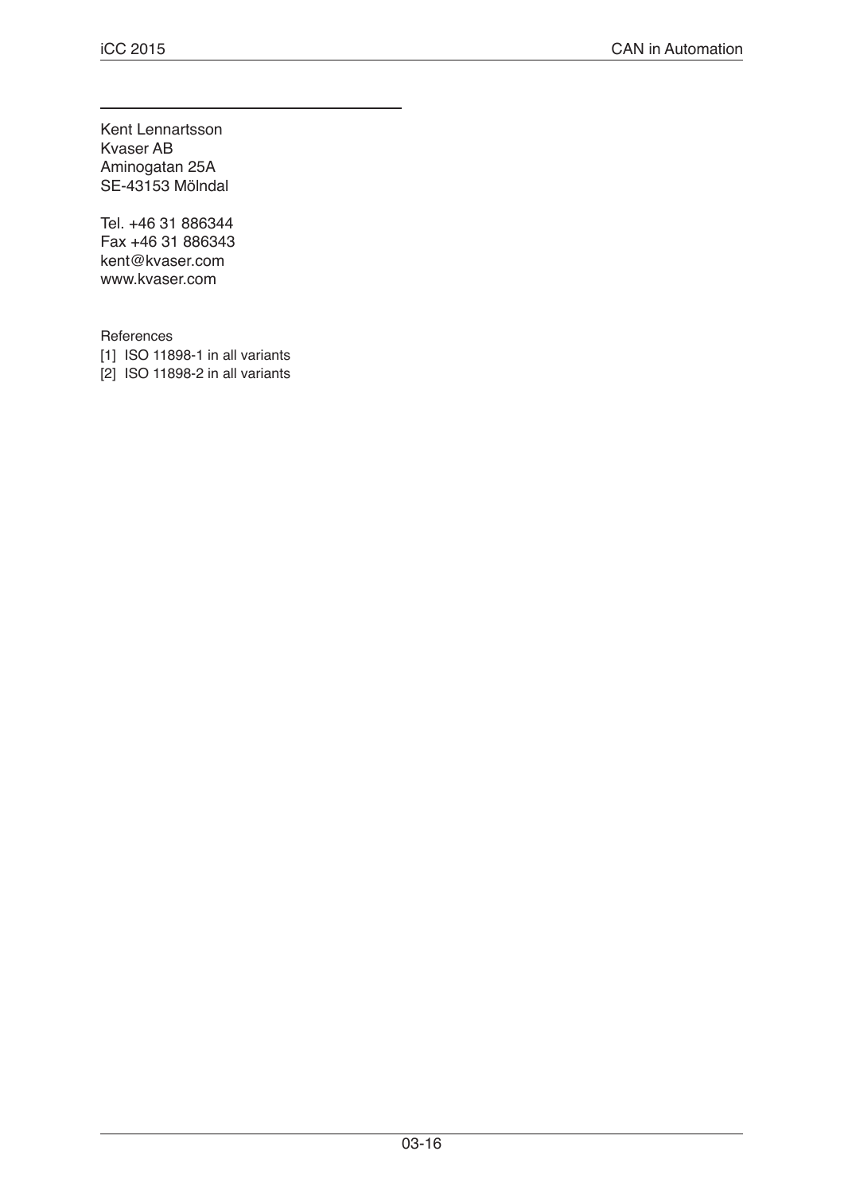Kent Lennartsson
Kvaser AB
Aminogatan 25A
SE-43153 Mölndal

Tel. +46 31 886344
Fax +46 31 886343
kent@kvaser.com
www.kvaser.com

References

[1] ISO 11898-1 in all variants
[2] ISO 11898-2 in all variants